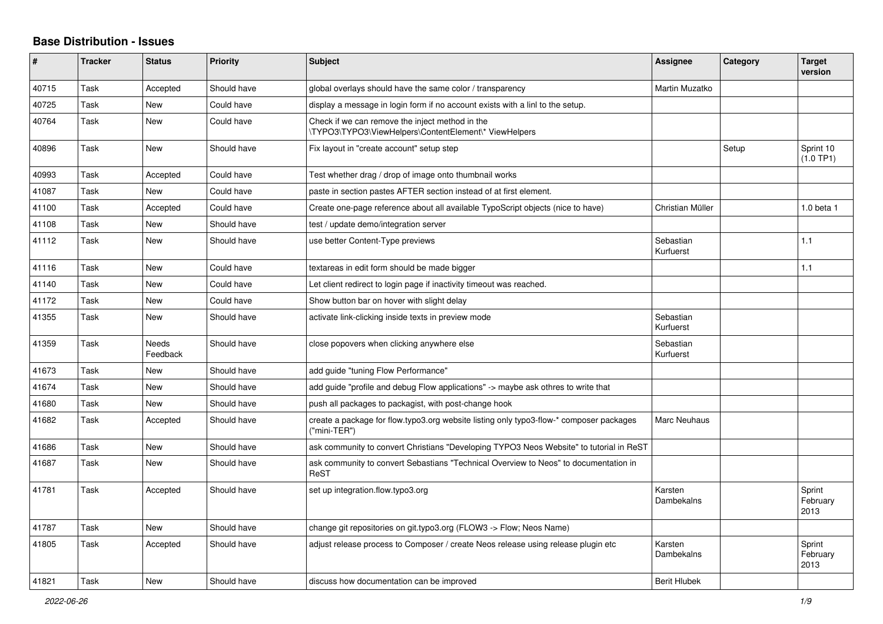# Base Distribution - Issues

| # | Tracker | Status | Priority | Subject | Assignee | Category | Target version |
|---|---|---|---|---|---|---|---|
| 40715 | Task | Accepted | Should have | global overlays should have the same color / transparency | Martin Muzatko | | |
| 40725 | Task | New | Could have | display a message in login form if no account exists with a linl to the setup. | | | |
| 40764 | Task | New | Could have | Check if we can remove the inject method in the \TYPO3\TYPO3\ViewHelpers\ContentElement\* ViewHelpers | | | |
| 40896 | Task | New | Should have | Fix layout in "create account" setup step | | Setup | Sprint 10 (1.0 TP1) |
| 40993 | Task | Accepted | Could have | Test whether drag / drop of image onto thumbnail works | | | |
| 41087 | Task | New | Could have | paste in section pastes AFTER section instead of at first element. | | | |
| 41100 | Task | Accepted | Could have | Create one-page reference about all available TypoScript objects (nice to have) | Christian Müller | | 1.0 beta 1 |
| 41108 | Task | New | Should have | test / update demo/integration server | | | |
| 41112 | Task | New | Should have | use better Content-Type previews | Sebastian Kurfuerst | | 1.1 |
| 41116 | Task | New | Could have | textareas in edit form should be made bigger | | | 1.1 |
| 41140 | Task | New | Could have | Let client redirect to login page if inactivity timeout was reached. | | | |
| 41172 | Task | New | Could have | Show button bar on hover with slight delay | | | |
| 41355 | Task | New | Should have | activate link-clicking inside texts in preview mode | Sebastian Kurfuerst | | |
| 41359 | Task | Needs Feedback | Should have | close popovers when clicking anywhere else | Sebastian Kurfuerst | | |
| 41673 | Task | New | Should have | add guide "tuning Flow Performance" | | | |
| 41674 | Task | New | Should have | add guide "profile and debug Flow applications" -> maybe ask othres to write that | | | |
| 41680 | Task | New | Should have | push all packages to packagist, with post-change hook | | | |
| 41682 | Task | Accepted | Should have | create a package for flow.typo3.org website listing only typo3-flow-* composer packages ("mini-TER") | Marc Neuhaus | | |
| 41686 | Task | New | Should have | ask community to convert Christians "Developing TYPO3 Neos Website" to tutorial in ReST | | | |
| 41687 | Task | New | Should have | ask community to convert Sebastians "Technical Overview to Neos" to documentation in ReST | | | |
| 41781 | Task | Accepted | Should have | set up integration.flow.typo3.org | Karsten Dambekalns | | Sprint February 2013 |
| 41787 | Task | New | Should have | change git repositories on git.typo3.org (FLOW3 -> Flow; Neos Name) | | | |
| 41805 | Task | Accepted | Should have | adjust release process to Composer / create Neos release using release plugin etc | Karsten Dambekalns | | Sprint February 2013 |
| 41821 | Task | New | Should have | discuss how documentation can be improved | Berit Hlubek | | |

*2022-06-26*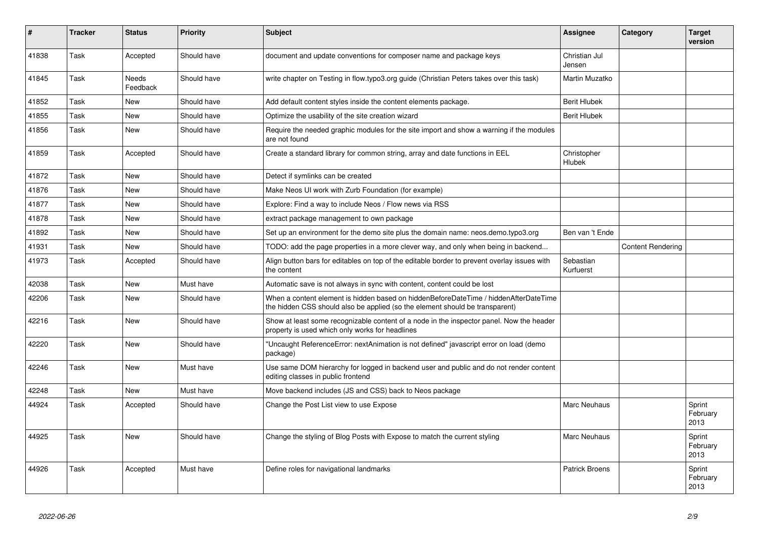| # | Tracker | Status | Priority | Subject | Assignee | Category | Target version |
|---|---|---|---|---|---|---|---|
| 41838 | Task | Accepted | Should have | document and update conventions for composer name and package keys | Christian Jul Jensen | | |
| 41845 | Task | Needs Feedback | Should have | write chapter on Testing in flow.typo3.org guide (Christian Peters takes over this task) | Martin Muzatko | | |
| 41852 | Task | New | Should have | Add default content styles inside the content elements package. | Berit Hlubek | | |
| 41855 | Task | New | Should have | Optimize the usability of the site creation wizard | Berit Hlubek | | |
| 41856 | Task | New | Should have | Require the needed graphic modules for the site import and show a warning if the modules are not found | | | |
| 41859 | Task | Accepted | Should have | Create a standard library for common string, array and date functions in EEL | Christopher Hlubek | | |
| 41872 | Task | New | Should have | Detect if symlinks can be created | | | |
| 41876 | Task | New | Should have | Make Neos UI work with Zurb Foundation (for example) | | | |
| 41877 | Task | New | Should have | Explore: Find a way to include Neos / Flow news via RSS | | | |
| 41878 | Task | New | Should have | extract package management to own package | | | |
| 41892 | Task | New | Should have | Set up an environment for the demo site plus the domain name: neos.demo.typo3.org | Ben van 't Ende | | |
| 41931 | Task | New | Should have | TODO: add the page properties in a more clever way, and only when being in backend... | | Content Rendering | |
| 41973 | Task | Accepted | Should have | Align button bars for editables on top of the editable border to prevent overlay issues with the content | Sebastian Kurfuerst | | |
| 42038 | Task | New | Must have | Automatic save is not always in sync with content, content could be lost | | | |
| 42206 | Task | New | Should have | When a content element is hidden based on hiddenBeforeDateTime / hiddenAfterDateTime the hidden CSS should also be applied (so the element should be transparent) | | | |
| 42216 | Task | New | Should have | Show at least some recognizable content of a node in the inspector panel. Now the header property is used which only works for headlines | | | |
| 42220 | Task | New | Should have | "Uncaught ReferenceError: nextAnimation is not defined" javascript error on load (demo package) | | | |
| 42246 | Task | New | Must have | Use same DOM hierarchy for logged in backend user and public and do not render content editing classes in public frontend | | | |
| 42248 | Task | New | Must have | Move backend includes (JS and CSS) back to Neos package | | | |
| 44924 | Task | Accepted | Should have | Change the Post List view to use Expose | Marc Neuhaus | | Sprint February 2013 |
| 44925 | Task | New | Should have | Change the styling of Blog Posts with Expose to match the current styling | Marc Neuhaus | | Sprint February 2013 |
| 44926 | Task | Accepted | Must have | Define roles for navigational landmarks | Patrick Broens | | Sprint February 2013 |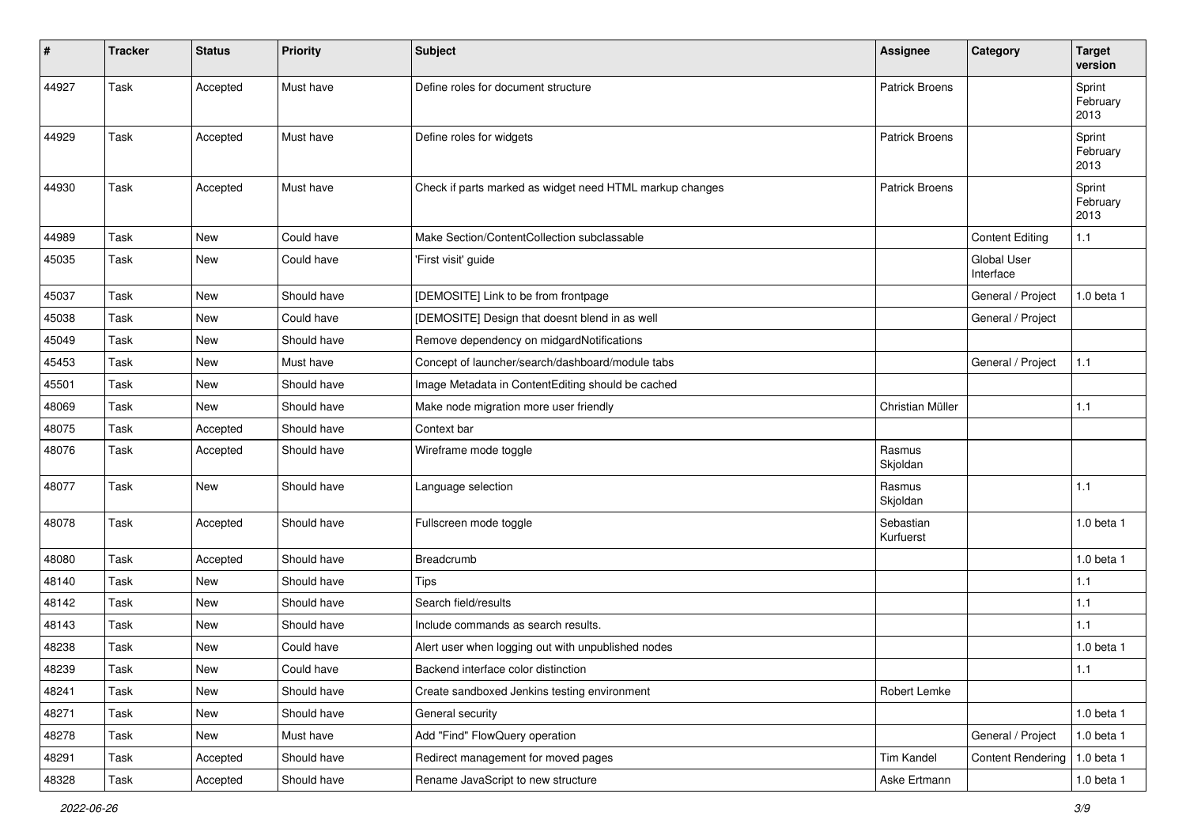| # | Tracker | Status | Priority | Subject | Assignee | Category | Target version |
|---|---|---|---|---|---|---|---|
| 44927 | Task | Accepted | Must have | Define roles for document structure | Patrick Broens | | Sprint February 2013 |
| 44929 | Task | Accepted | Must have | Define roles for widgets | Patrick Broens | | Sprint February 2013 |
| 44930 | Task | Accepted | Must have | Check if parts marked as widget need HTML markup changes | Patrick Broens | | Sprint February 2013 |
| 44989 | Task | New | Could have | Make Section/ContentCollection subclassable | | Content Editing | 1.1 |
| 45035 | Task | New | Could have | 'First visit' guide | | Global User Interface | |
| 45037 | Task | New | Should have | [DEMOSITE] Link to be from frontpage | | General / Project | 1.0 beta 1 |
| 45038 | Task | New | Could have | [DEMOSITE] Design that doesnt blend in as well | | General / Project | |
| 45049 | Task | New | Should have | Remove dependency on midgardNotifications | | | |
| 45453 | Task | New | Must have | Concept of launcher/search/dashboard/module tabs | | General / Project | 1.1 |
| 45501 | Task | New | Should have | Image Metadata in ContentEditing should be cached | | | |
| 48069 | Task | New | Should have | Make node migration more user friendly | Christian Müller | | 1.1 |
| 48075 | Task | Accepted | Should have | Context bar | | | |
| 48076 | Task | Accepted | Should have | Wireframe mode toggle | Rasmus Skjoldan | | |
| 48077 | Task | New | Should have | Language selection | Rasmus Skjoldan | | 1.1 |
| 48078 | Task | Accepted | Should have | Fullscreen mode toggle | Sebastian Kurfuerst | | 1.0 beta 1 |
| 48080 | Task | Accepted | Should have | Breadcrumb | | | 1.0 beta 1 |
| 48140 | Task | New | Should have | Tips | | | 1.1 |
| 48142 | Task | New | Should have | Search field/results | | | 1.1 |
| 48143 | Task | New | Should have | Include commands as search results. | | | 1.1 |
| 48238 | Task | New | Could have | Alert user when logging out with unpublished nodes | | | 1.0 beta 1 |
| 48239 | Task | New | Could have | Backend interface color distinction | | | 1.1 |
| 48241 | Task | New | Should have | Create sandboxed Jenkins testing environment | Robert Lemke | | |
| 48271 | Task | New | Should have | General security | | | 1.0 beta 1 |
| 48278 | Task | New | Must have | Add "Find" FlowQuery operation | | General / Project | 1.0 beta 1 |
| 48291 | Task | Accepted | Should have | Redirect management for moved pages | Tim Kandel | Content Rendering | 1.0 beta 1 |
| 48328 | Task | Accepted | Should have | Rename JavaScript to new structure | Aske Ertmann | | 1.0 beta 1 |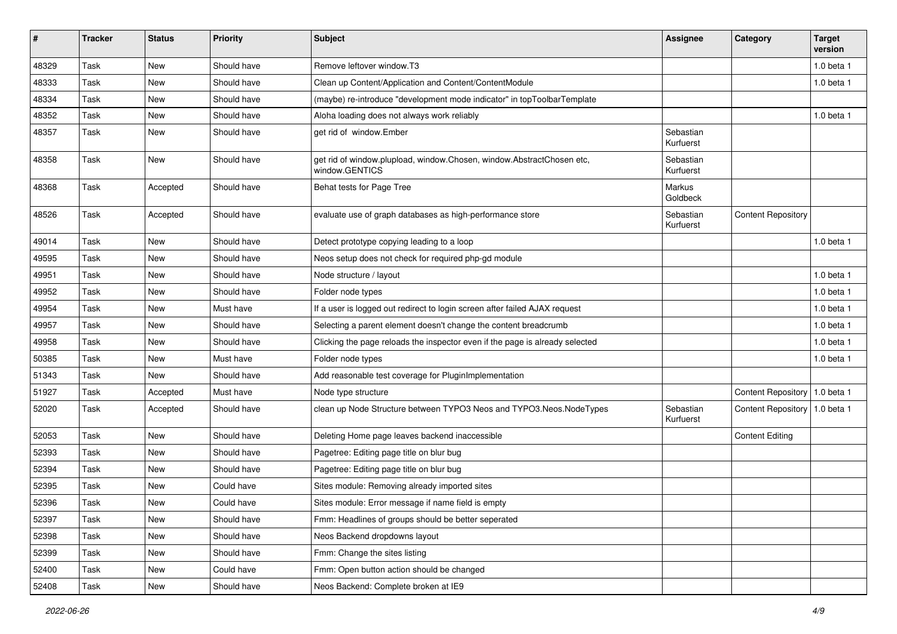| # | Tracker | Status | Priority | Subject | Assignee | Category | Target version |
|---|---|---|---|---|---|---|---|
| 48329 | Task | New | Should have | Remove leftover window.T3 | | | 1.0 beta 1 |
| 48333 | Task | New | Should have | Clean up Content/Application and Content/ContentModule | | | 1.0 beta 1 |
| 48334 | Task | New | Should have | (maybe) re-introduce "development mode indicator" in topToolbarTemplate | | | |
| 48352 | Task | New | Should have | Aloha loading does not always work reliably | | | 1.0 beta 1 |
| 48357 | Task | New | Should have | get rid of window.Ember | Sebastian Kurfuerst | | |
| 48358 | Task | New | Should have | get rid of window.plupload, window.Chosen, window.AbstractChosen etc, window.GENTICS | Sebastian Kurfuerst | | |
| 48368 | Task | Accepted | Should have | Behat tests for Page Tree | Markus Goldbeck | | |
| 48526 | Task | Accepted | Should have | evaluate use of graph databases as high-performance store | Sebastian Kurfuerst | Content Repository | |
| 49014 | Task | New | Should have | Detect prototype copying leading to a loop | | | 1.0 beta 1 |
| 49595 | Task | New | Should have | Neos setup does not check for required php-gd module | | | |
| 49951 | Task | New | Should have | Node structure / layout | | | 1.0 beta 1 |
| 49952 | Task | New | Should have | Folder node types | | | 1.0 beta 1 |
| 49954 | Task | New | Must have | If a user is logged out redirect to login screen after failed AJAX request | | | 1.0 beta 1 |
| 49957 | Task | New | Should have | Selecting a parent element doesn't change the content breadcrumb | | | 1.0 beta 1 |
| 49958 | Task | New | Should have | Clicking the page reloads the inspector even if the page is already selected | | | 1.0 beta 1 |
| 50385 | Task | New | Must have | Folder node types | | | 1.0 beta 1 |
| 51343 | Task | New | Should have | Add reasonable test coverage for PluginImplementation | | | |
| 51927 | Task | Accepted | Must have | Node type structure | | Content Repository | 1.0 beta 1 |
| 52020 | Task | Accepted | Should have | clean up Node Structure between TYPO3 Neos and TYPO3.Neos.NodeTypes | Sebastian Kurfuerst | Content Repository | 1.0 beta 1 |
| 52053 | Task | New | Should have | Deleting Home page leaves backend inaccessible | | Content Editing | |
| 52393 | Task | New | Should have | Pagetree: Editing page title on blur bug | | | |
| 52394 | Task | New | Should have | Pagetree: Editing page title on blur bug | | | |
| 52395 | Task | New | Could have | Sites module: Removing already imported sites | | | |
| 52396 | Task | New | Could have | Sites module: Error message if name field is empty | | | |
| 52397 | Task | New | Should have | Fmm: Headlines of groups should be better seperated | | | |
| 52398 | Task | New | Should have | Neos Backend dropdowns layout | | | |
| 52399 | Task | New | Should have | Fmm: Change the sites listing | | | |
| 52400 | Task | New | Could have | Fmm: Open button action should be changed | | | |
| 52408 | Task | New | Should have | Neos Backend: Complete broken at IE9 | | | |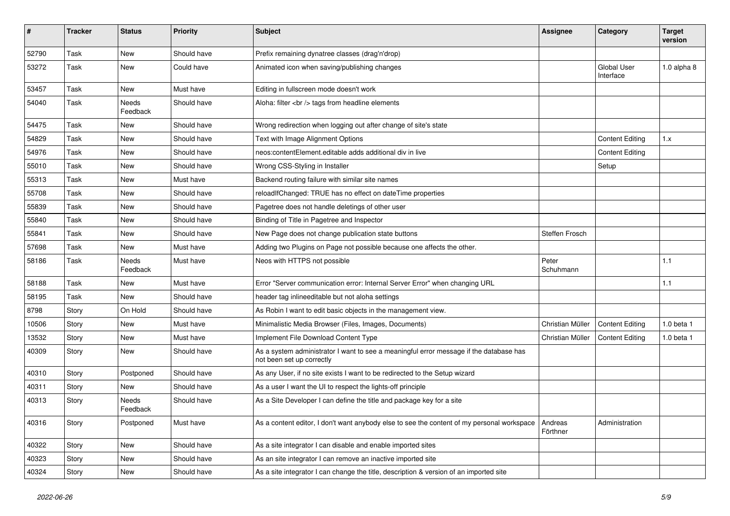| # | Tracker | Status | Priority | Subject | Assignee | Category | Target version |
|---|---|---|---|---|---|---|---|
| 52790 | Task | New | Should have | Prefix remaining dynatree classes (drag'n'drop) | | | |
| 53272 | Task | New | Could have | Animated icon when saving/publishing changes | | Global User Interface | 1.0 alpha 8 |
| 53457 | Task | New | Must have | Editing in fullscreen mode doesn't work | | | |
| 54040 | Task | Needs Feedback | Should have | Aloha: filter <br /> tags from headline elements | | | |
| 54475 | Task | New | Should have | Wrong redirection when logging out after change of site's state | | | |
| 54829 | Task | New | Should have | Text with Image Alignment Options | | Content Editing | 1.x |
| 54976 | Task | New | Should have | neos:contentElement.editable adds additional div in live | | Content Editing | |
| 55010 | Task | New | Should have | Wrong CSS-Styling in Installer | | Setup | |
| 55313 | Task | New | Must have | Backend routing failure with similar site names | | | |
| 55708 | Task | New | Should have | reloadIfChanged: TRUE has no effect on dateTime properties | | | |
| 55839 | Task | New | Should have | Pagetree does not handle deletings of other user | | | |
| 55840 | Task | New | Should have | Binding of Title in Pagetree and Inspector | | | |
| 55841 | Task | New | Should have | New Page does not change publication state buttons | Steffen Frosch | | |
| 57698 | Task | New | Must have | Adding two Plugins on Page not possible because one affects the other. | | | |
| 58186 | Task | Needs Feedback | Must have | Neos with HTTPS not possible | Peter Schuhmann | | 1.1 |
| 58188 | Task | New | Must have | Error "Server communication error: Internal Server Error" when changing URL | | | 1.1 |
| 58195 | Task | New | Should have | header tag inlineeditable but not aloha settings | | | |
| 8798 | Story | On Hold | Should have | As Robin I want to edit basic objects in the management view. | | | |
| 10506 | Story | New | Must have | Minimalistic Media Browser (Files, Images, Documents) | Christian Müller | Content Editing | 1.0 beta 1 |
| 13532 | Story | New | Must have | Implement File Download Content Type | Christian Müller | Content Editing | 1.0 beta 1 |
| 40309 | Story | New | Should have | As a system administrator I want to see a meaningful error message if the database has not been set up correctly | | | |
| 40310 | Story | Postponed | Should have | As any User, if no site exists I want to be redirected to the Setup wizard | | | |
| 40311 | Story | New | Should have | As a user I want the UI to respect the lights-off principle | | | |
| 40313 | Story | Needs Feedback | Should have | As a Site Developer I can define the title and package key for a site | | | |
| 40316 | Story | Postponed | Must have | As a content editor, I don't want anybody else to see the content of my personal workspace | Andreas Förthner | Administration | |
| 40322 | Story | New | Should have | As a site integrator I can disable and enable imported sites | | | |
| 40323 | Story | New | Should have | As an site integrator I can remove an inactive imported site | | | |
| 40324 | Story | New | Should have | As a site integrator I can change the title, description & version of an imported site | | | |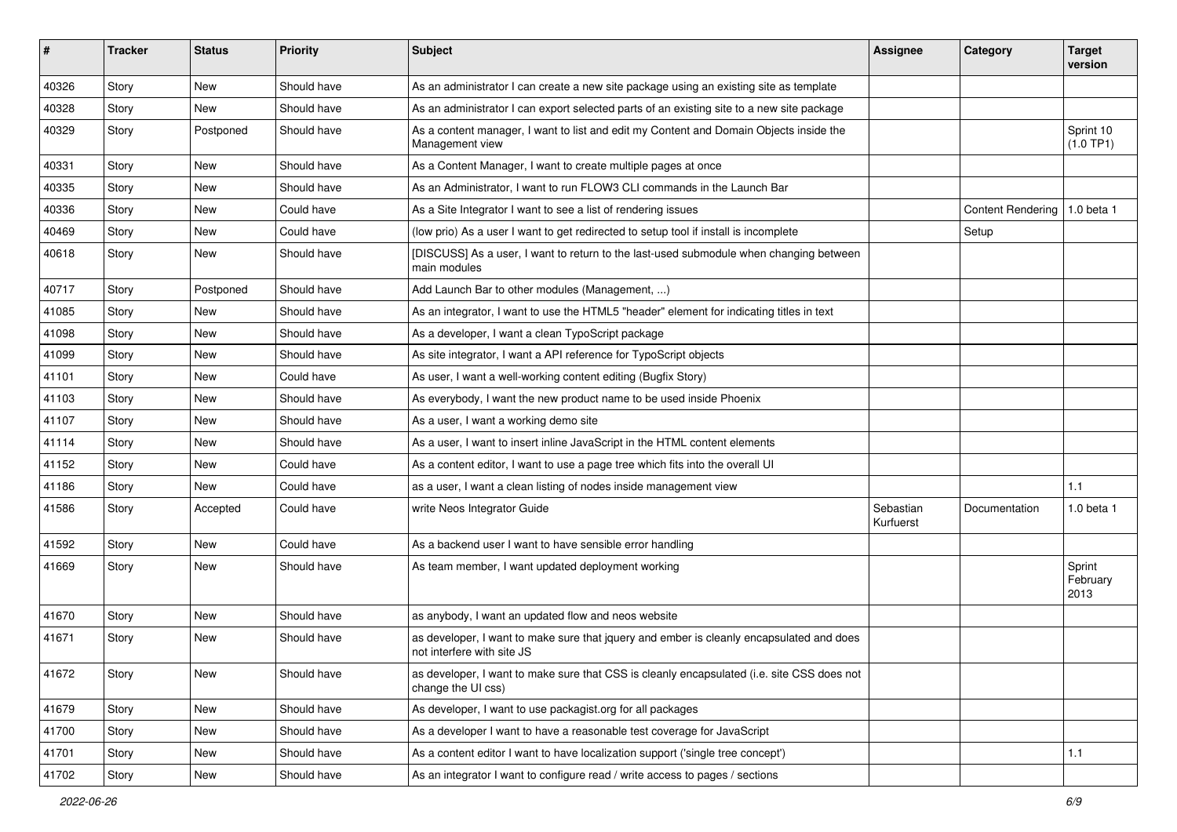| # | Tracker | Status | Priority | Subject | Assignee | Category | Target version |
|---|---|---|---|---|---|---|---|
| 40326 | Story | New | Should have | As an administrator I can create a new site package using an existing site as template | | | |
| 40328 | Story | New | Should have | As an administrator I can export selected parts of an existing site to a new site package | | | |
| 40329 | Story | Postponed | Should have | As a content manager, I want to list and edit my Content and Domain Objects inside the Management view | | | Sprint 10 (1.0 TP1) |
| 40331 | Story | New | Should have | As a Content Manager, I want to create multiple pages at once | | | |
| 40335 | Story | New | Should have | As an Administrator, I want to run FLOW3 CLI commands in the Launch Bar | | | |
| 40336 | Story | New | Could have | As a Site Integrator I want to see a list of rendering issues | | Content Rendering | 1.0 beta 1 |
| 40469 | Story | New | Could have | (low prio) As a user I want to get redirected to setup tool if install is incomplete | | Setup | |
| 40618 | Story | New | Should have | [DISCUSS] As a user, I want to return to the last-used submodule when changing between main modules | | | |
| 40717 | Story | Postponed | Should have | Add Launch Bar to other modules (Management, ...) | | | |
| 41085 | Story | New | Should have | As an integrator, I want to use the HTML5 "header" element for indicating titles in text | | | |
| 41098 | Story | New | Should have | As a developer, I want a clean TypoScript package | | | |
| 41099 | Story | New | Should have | As site integrator, I want a API reference for TypoScript objects | | | |
| 41101 | Story | New | Could have | As user, I want a well-working content editing (Bugfix Story) | | | |
| 41103 | Story | New | Should have | As everybody, I want the new product name to be used inside Phoenix | | | |
| 41107 | Story | New | Should have | As a user, I want a working demo site | | | |
| 41114 | Story | New | Should have | As a user, I want to insert inline JavaScript in the HTML content elements | | | |
| 41152 | Story | New | Could have | As a content editor, I want to use a page tree which fits into the overall UI | | | |
| 41186 | Story | New | Could have | as a user, I want a clean listing of nodes inside management view | | | 1.1 |
| 41586 | Story | Accepted | Could have | write Neos Integrator Guide | Sebastian Kurfuerst | Documentation | 1.0 beta 1 |
| 41592 | Story | New | Could have | As a backend user I want to have sensible error handling | | | |
| 41669 | Story | New | Should have | As team member, I want updated deployment working | | | Sprint February 2013 |
| 41670 | Story | New | Should have | as anybody, I want an updated flow and neos website | | | |
| 41671 | Story | New | Should have | as developer, I want to make sure that jquery and ember is cleanly encapsulated and does not interfere with site JS | | | |
| 41672 | Story | New | Should have | as developer, I want to make sure that CSS is cleanly encapsulated (i.e. site CSS does not change the UI css) | | | |
| 41679 | Story | New | Should have | As developer, I want to use packagist.org for all packages | | | |
| 41700 | Story | New | Should have | As a developer I want to have a reasonable test coverage for JavaScript | | | |
| 41701 | Story | New | Should have | As a content editor I want to have localization support ('single tree concept') | | | 1.1 |
| 41702 | Story | New | Should have | As an integrator I want to configure read / write access to pages / sections | | | |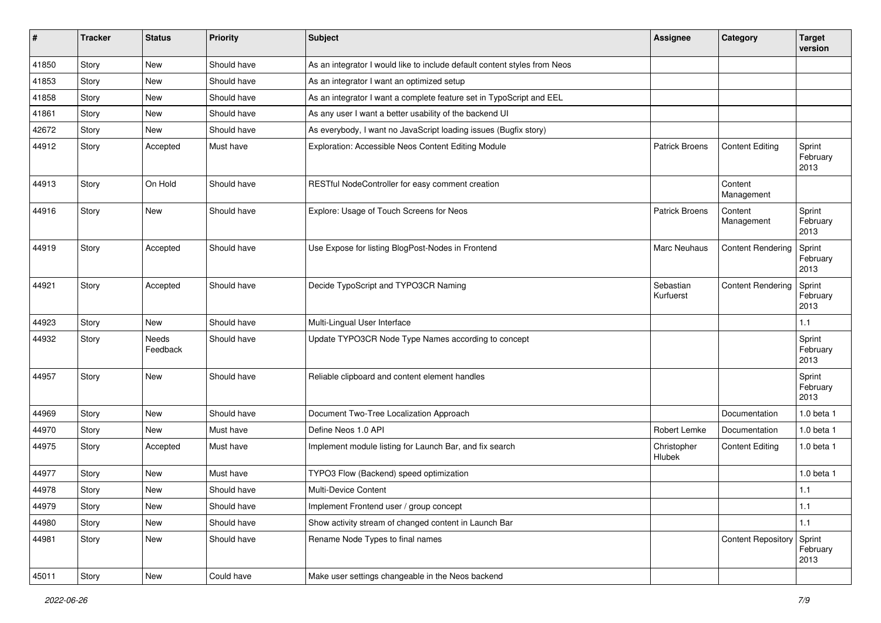| # | Tracker | Status | Priority | Subject | Assignee | Category | Target version |
|---|---|---|---|---|---|---|---|
| 41850 | Story | New | Should have | As an integrator I would like to include default content styles from Neos | | | |
| 41853 | Story | New | Should have | As an integrator I want an optimized setup | | | |
| 41858 | Story | New | Should have | As an integrator I want a complete feature set in TypoScript and EEL | | | |
| 41861 | Story | New | Should have | As any user I want a better usability of the backend UI | | | |
| 42672 | Story | New | Should have | As everybody, I want no JavaScript loading issues (Bugfix story) | | | |
| 44912 | Story | Accepted | Must have | Exploration: Accessible Neos Content Editing Module | Patrick Broens | Content Editing | Sprint February 2013 |
| 44913 | Story | On Hold | Should have | RESTful NodeController for easy comment creation | | Content Management | |
| 44916 | Story | New | Should have | Explore: Usage of Touch Screens for Neos | Patrick Broens | Content Management | Sprint February 2013 |
| 44919 | Story | Accepted | Should have | Use Expose for listing BlogPost-Nodes in Frontend | Marc Neuhaus | Content Rendering | Sprint February 2013 |
| 44921 | Story | Accepted | Should have | Decide TypoScript and TYPO3CR Naming | Sebastian Kurfuerst | Content Rendering | Sprint February 2013 |
| 44923 | Story | New | Should have | Multi-Lingual User Interface | | | 1.1 |
| 44932 | Story | Needs Feedback | Should have | Update TYPO3CR Node Type Names according to concept | | | Sprint February 2013 |
| 44957 | Story | New | Should have | Reliable clipboard and content element handles | | | Sprint February 2013 |
| 44969 | Story | New | Should have | Document Two-Tree Localization Approach | | Documentation | 1.0 beta 1 |
| 44970 | Story | New | Must have | Define Neos 1.0 API | Robert Lemke | Documentation | 1.0 beta 1 |
| 44975 | Story | Accepted | Must have | Implement module listing for Launch Bar, and fix search | Christopher Hlubek | Content Editing | 1.0 beta 1 |
| 44977 | Story | New | Must have | TYPO3 Flow (Backend) speed optimization | | | 1.0 beta 1 |
| 44978 | Story | New | Should have | Multi-Device Content | | | 1.1 |
| 44979 | Story | New | Should have | Implement Frontend user / group concept | | | 1.1 |
| 44980 | Story | New | Should have | Show activity stream of changed content in Launch Bar | | | 1.1 |
| 44981 | Story | New | Should have | Rename Node Types to final names | | Content Repository | Sprint February 2013 |
| 45011 | Story | New | Could have | Make user settings changeable in the Neos backend | | | |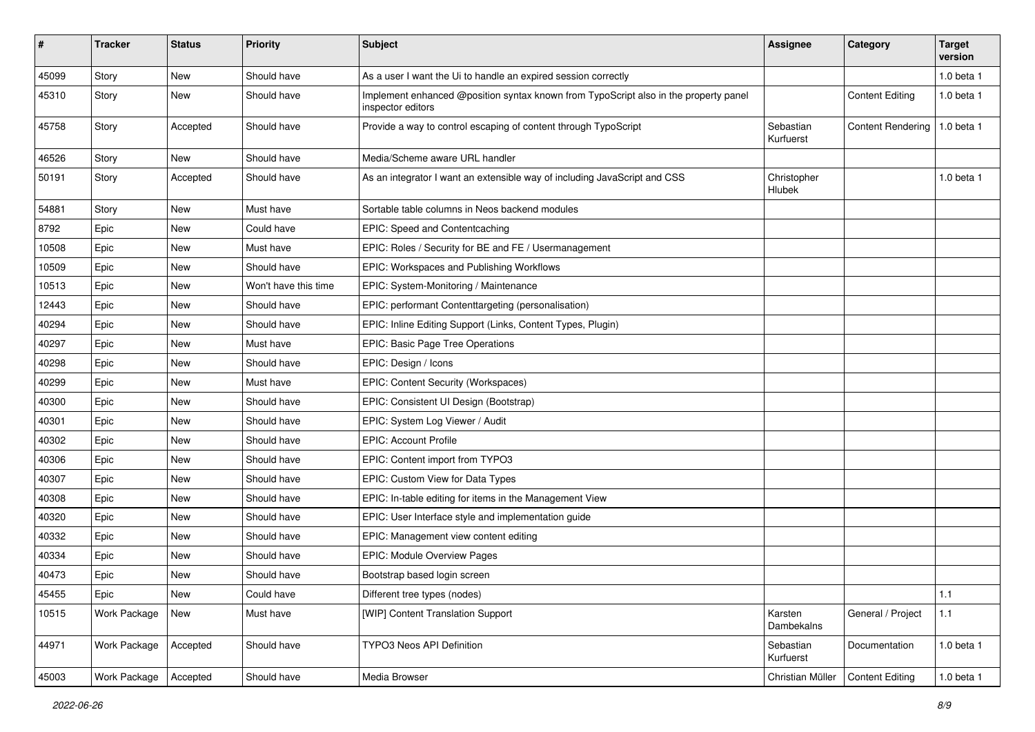| # | Tracker | Status | Priority | Subject | Assignee | Category | Target version |
|---|---|---|---|---|---|---|---|
| 45099 | Story | New | Should have | As a user I want the Ui to handle an expired session correctly | | | 1.0 beta 1 |
| 45310 | Story | New | Should have | Implement enhanced @position syntax known from TypoScript also in the property panel inspector editors | | Content Editing | 1.0 beta 1 |
| 45758 | Story | Accepted | Should have | Provide a way to control escaping of content through TypoScript | Sebastian Kurfuerst | Content Rendering | 1.0 beta 1 |
| 46526 | Story | New | Should have | Media/Scheme aware URL handler | | | |
| 50191 | Story | Accepted | Should have | As an integrator I want an extensible way of including JavaScript and CSS | Christopher Hlubek | | 1.0 beta 1 |
| 54881 | Story | New | Must have | Sortable table columns in Neos backend modules | | | |
| 8792 | Epic | New | Could have | EPIC: Speed and Contentcaching | | | |
| 10508 | Epic | New | Must have | EPIC: Roles / Security for BE and FE / Usermanagement | | | |
| 10509 | Epic | New | Should have | EPIC: Workspaces and Publishing Workflows | | | |
| 10513 | Epic | New | Won't have this time | EPIC: System-Monitoring / Maintenance | | | |
| 12443 | Epic | New | Should have | EPIC: performant Contenttargeting (personalisation) | | | |
| 40294 | Epic | New | Should have | EPIC: Inline Editing Support (Links, Content Types, Plugin) | | | |
| 40297 | Epic | New | Must have | EPIC: Basic Page Tree Operations | | | |
| 40298 | Epic | New | Should have | EPIC: Design / Icons | | | |
| 40299 | Epic | New | Must have | EPIC: Content Security (Workspaces) | | | |
| 40300 | Epic | New | Should have | EPIC: Consistent UI Design (Bootstrap) | | | |
| 40301 | Epic | New | Should have | EPIC: System Log Viewer / Audit | | | |
| 40302 | Epic | New | Should have | EPIC: Account Profile | | | |
| 40306 | Epic | New | Should have | EPIC: Content import from TYPO3 | | | |
| 40307 | Epic | New | Should have | EPIC: Custom View for Data Types | | | |
| 40308 | Epic | New | Should have | EPIC: In-table editing for items in the Management View | | | |
| 40320 | Epic | New | Should have | EPIC: User Interface style and implementation guide | | | |
| 40332 | Epic | New | Should have | EPIC: Management view content editing | | | |
| 40334 | Epic | New | Should have | EPIC: Module Overview Pages | | | |
| 40473 | Epic | New | Should have | Bootstrap based login screen | | | |
| 45455 | Epic | New | Could have | Different tree types (nodes) | | | 1.1 |
| 10515 | Work Package | New | Must have | [WIP] Content Translation Support | Karsten Dambekalns | General / Project | 1.1 |
| 44971 | Work Package | Accepted | Should have | TYPO3 Neos API Definition | Sebastian Kurfuerst | Documentation | 1.0 beta 1 |
| 45003 | Work Package | Accepted | Should have | Media Browser | Christian Müller | Content Editing | 1.0 beta 1 |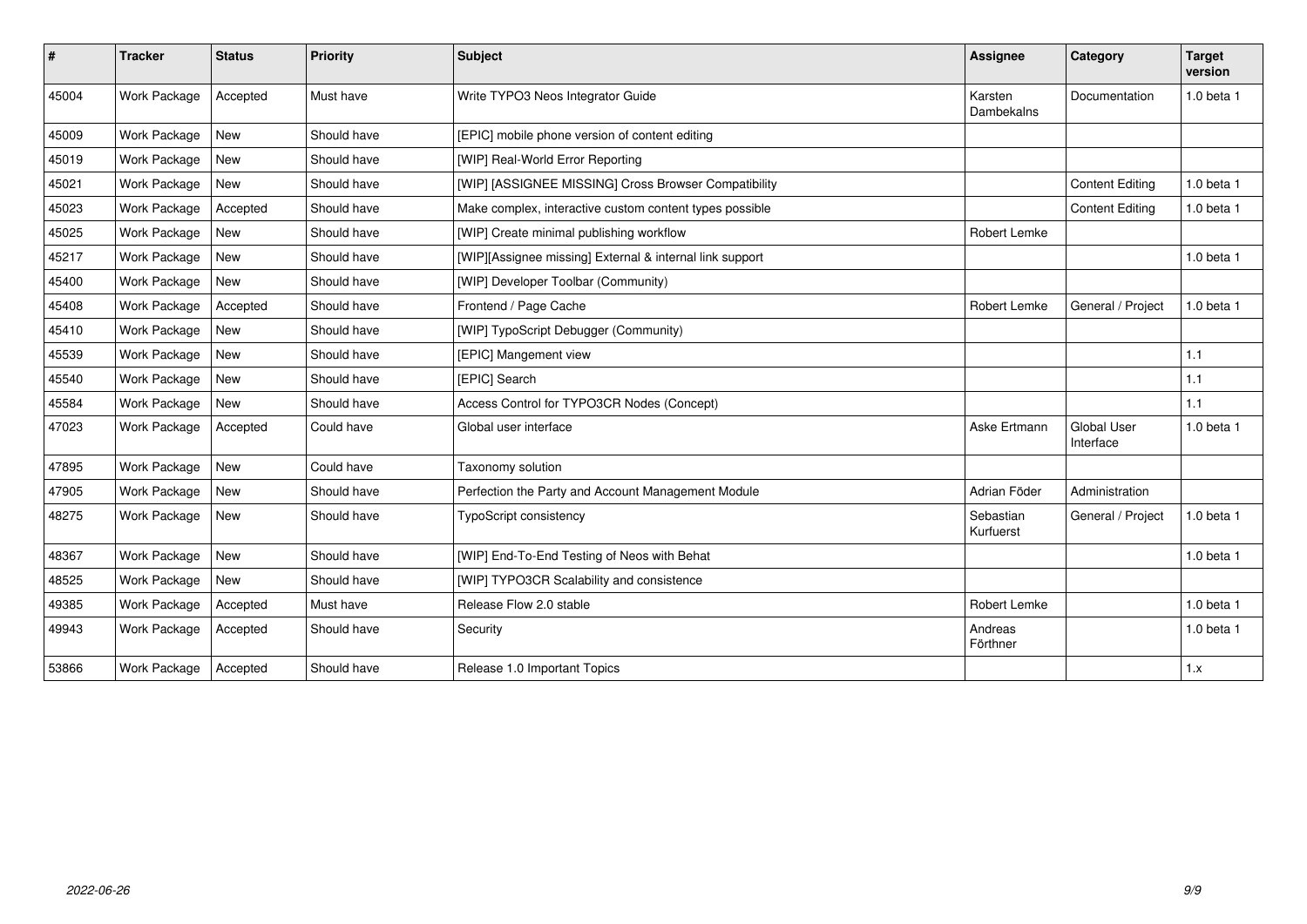| # | Tracker | Status | Priority | Subject | Assignee | Category | Target version |
|---|---|---|---|---|---|---|---|
| 45004 | Work Package | Accepted | Must have | Write TYPO3 Neos Integrator Guide | Karsten Dambekalns | Documentation | 1.0 beta 1 |
| 45009 | Work Package | New | Should have | [EPIC] mobile phone version of content editing | | | |
| 45019 | Work Package | New | Should have | [WIP] Real-World Error Reporting | | | |
| 45021 | Work Package | New | Should have | [WIP] [ASSIGNEE MISSING] Cross Browser Compatibility | | Content Editing | 1.0 beta 1 |
| 45023 | Work Package | Accepted | Should have | Make complex, interactive custom content types possible | | Content Editing | 1.0 beta 1 |
| 45025 | Work Package | New | Should have | [WIP] Create minimal publishing workflow | Robert Lemke | | |
| 45217 | Work Package | New | Should have | [WIP][Assignee missing] External & internal link support | | | 1.0 beta 1 |
| 45400 | Work Package | New | Should have | [WIP] Developer Toolbar (Community) | | | |
| 45408 | Work Package | Accepted | Should have | Frontend / Page Cache | Robert Lemke | General / Project | 1.0 beta 1 |
| 45410 | Work Package | New | Should have | [WIP] TypoScript Debugger (Community) | | | |
| 45539 | Work Package | New | Should have | [EPIC] Mangement view | | | 1.1 |
| 45540 | Work Package | New | Should have | [EPIC] Search | | | 1.1 |
| 45584 | Work Package | New | Should have | Access Control for TYPO3CR Nodes (Concept) | | | 1.1 |
| 47023 | Work Package | Accepted | Could have | Global user interface | Aske Ertmann | Global User Interface | 1.0 beta 1 |
| 47895 | Work Package | New | Could have | Taxonomy solution | | | |
| 47905 | Work Package | New | Should have | Perfection the Party and Account Management Module | Adrian Föder | Administration | |
| 48275 | Work Package | New | Should have | TypoScript consistency | Sebastian Kurfuerst | General / Project | 1.0 beta 1 |
| 48367 | Work Package | New | Should have | [WIP] End-To-End Testing of Neos with Behat | | | 1.0 beta 1 |
| 48525 | Work Package | New | Should have | [WIP] TYPO3CR Scalability and consistence | | | |
| 49385 | Work Package | Accepted | Must have | Release Flow 2.0 stable | Robert Lemke | | 1.0 beta 1 |
| 49943 | Work Package | Accepted | Should have | Security | Andreas Förthner | | 1.0 beta 1 |
| 53866 | Work Package | Accepted | Should have | Release 1.0 Important Topics | | | 1.x |